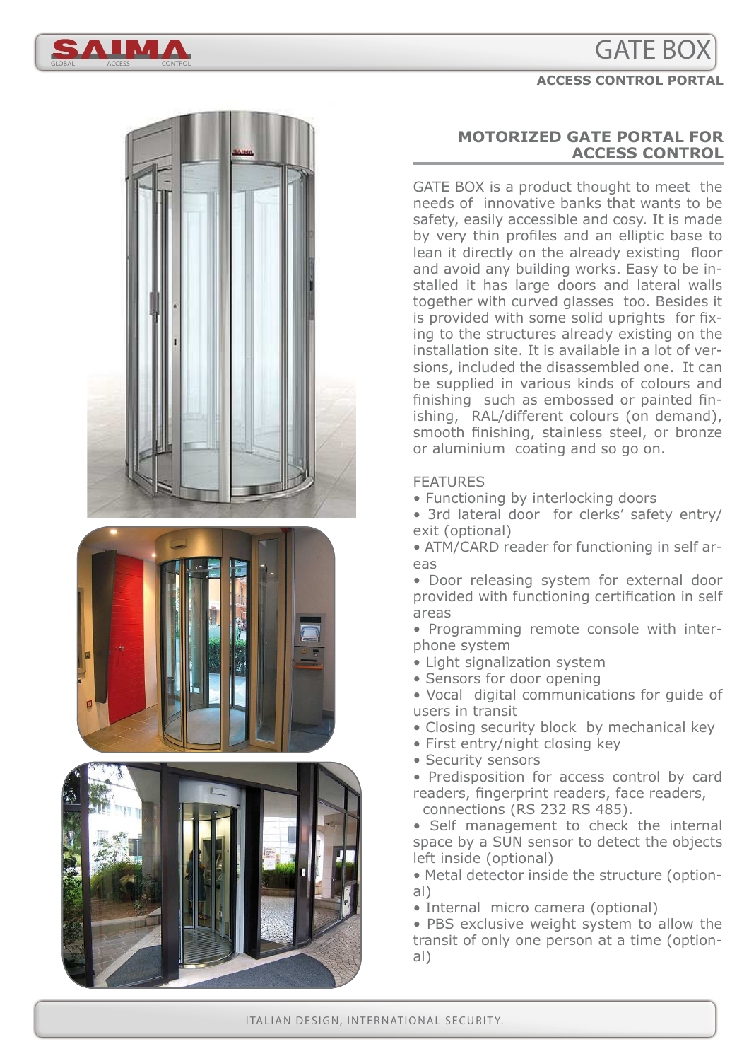# GATE BOX

**ACCESS CONTROL PORTAL**

## MOTORIZED GATE PORTAL FOR ACCESS CONTROL

GATE BOX is a product thought to meet the needs of innovative banks that wants to be safety, easily accessible and cosy. It is made by very thin profiles and an elliptic base to lean it directly on the already existing floor and avoid any building works. Easy to be installed it has large doors and lateral walls together with curved glasses too. Besides it is provided with some solid uprights for fixing to the structures already existing on the installation site. It is available in a lot of versions, included the disassembled one. It can be supplied in various kinds of colours and finishing such as embossed or painted finishing, RAL/different colours (on demand), smooth finishing, stainless steel, or bronze or aluminium coating and so go on.

FEATURES

- Functioning by interlocking doors
- 3rd lateral door for clerks' safety entry/exit (optional)
- ATM/CARD reader for functioning in self areas
- Door releasing system for external door provided with functioning certification in self areas
- Programming remote console with interphone system
- Light signalization system
- Sensors for door opening
- Vocal digital communications for guide of users in transit
- Closing security block by mechanical key
- First entry/night closing key
- Security sensors
- Predisposition for access control by card readers, fingerprint readers, face readers, connections (RS 232 RS 485).
- Self management to check the internal space by a SUN sensor to detect the objects left inside (optional)
- Metal detector inside the structure (optional)
- Internal micro camera (optional)
- PBS exclusive weight system to allow the transit of only one person at a time (optional)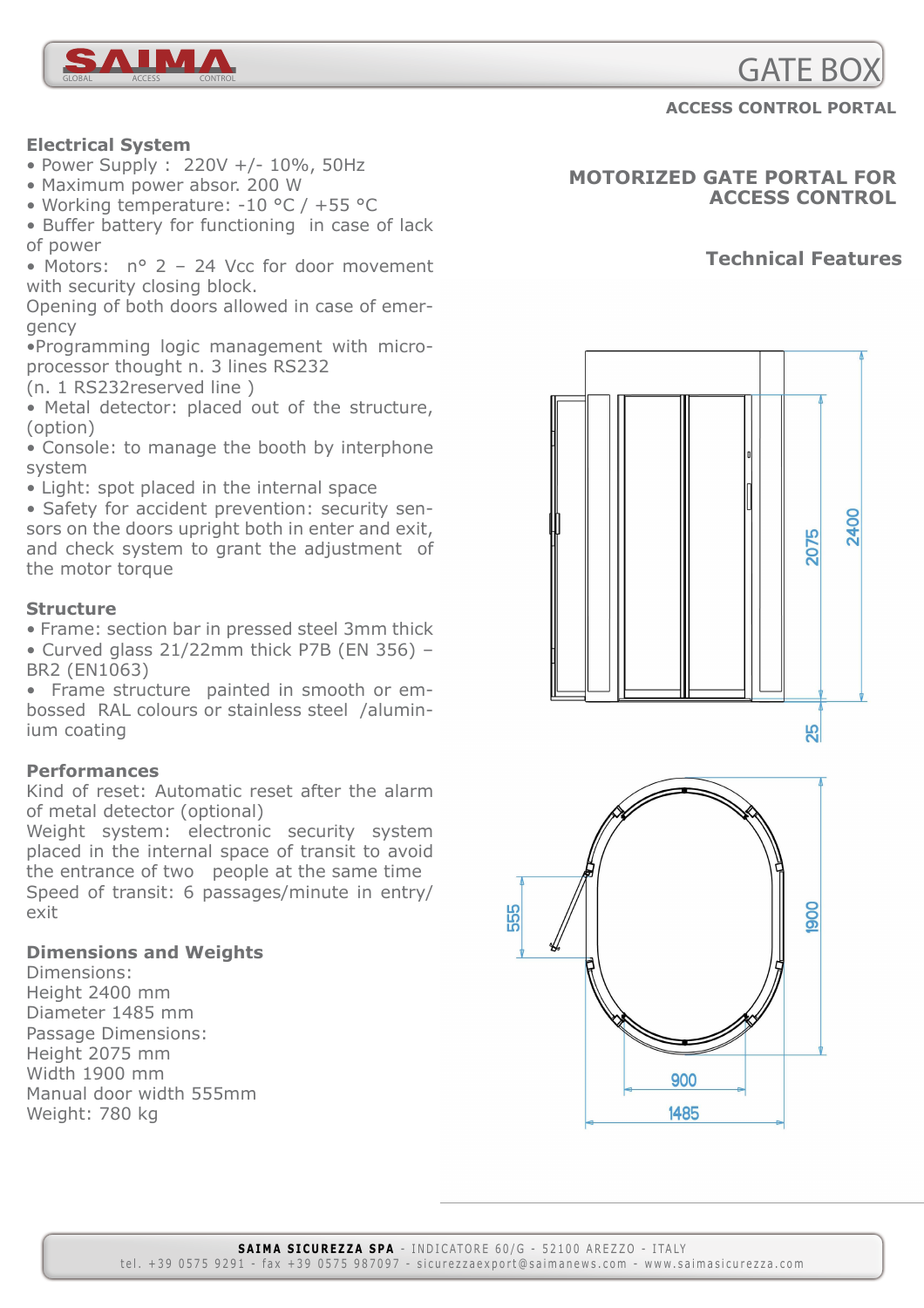# GATE BOX

ACCESS CONTROL PORTAL

## MOTORIZED GATE PORTAL FOR ACCESS CONTROL

### Technical Features

2075
2400
25
555
1900
900
1485

### Electrical System

- Power Supply : 220V +/- 10%, 50Hz
- Maximum power absor. 200 W
- Working temperature: -10 °C / +55 °C
- Buffer battery for functioning in case of lack of power
- Motors: n° 2 – 24 Vcc for door movement with security closing block.

Opening of both doors allowed in case of emergency

- Programming logic management with micro-processor thought n. 3 lines RS232 (n. 1 RS232reserved line )
- Metal detector: placed out of the structure, (option)
- Console: to manage the booth by interphone system
- Light: spot placed in the internal space
- Safety for accident prevention: security sensors on the doors upright both in enter and exit, and check system to grant the adjustment of the motor torque

### Structure

- Frame: section bar in pressed steel 3mm thick
- Curved glass 21/22mm thick P7B (EN 356) – BR2 (EN1063)
- Frame structure painted in smooth or embossed RAL colours or stainless steel /aluminium coating

### Performances

Kind of reset: Automatic reset after the alarm of metal detector (optional)

Weight system: electronic security system placed in the internal space of transit to avoid the entrance of two people at the same time

Speed of transit: 6 passages/minute in entry/exit

### Dimensions and Weights

Dimensions:
Height 2400 mm
Diameter 1485 mm
Passage Dimensions:
Height 2075 mm
Width 1900 mm
Manual door width 555mm
Weight: 780 kg

**SAIMA SICUREZZA SPA** - INDICATORE 60/G - 52100 AREZZO - ITALY
tel. +39 0575 9291 - fax +39 0575 987097 - sicurezzaexport@saimanews.com - www.saimasicurezza.com